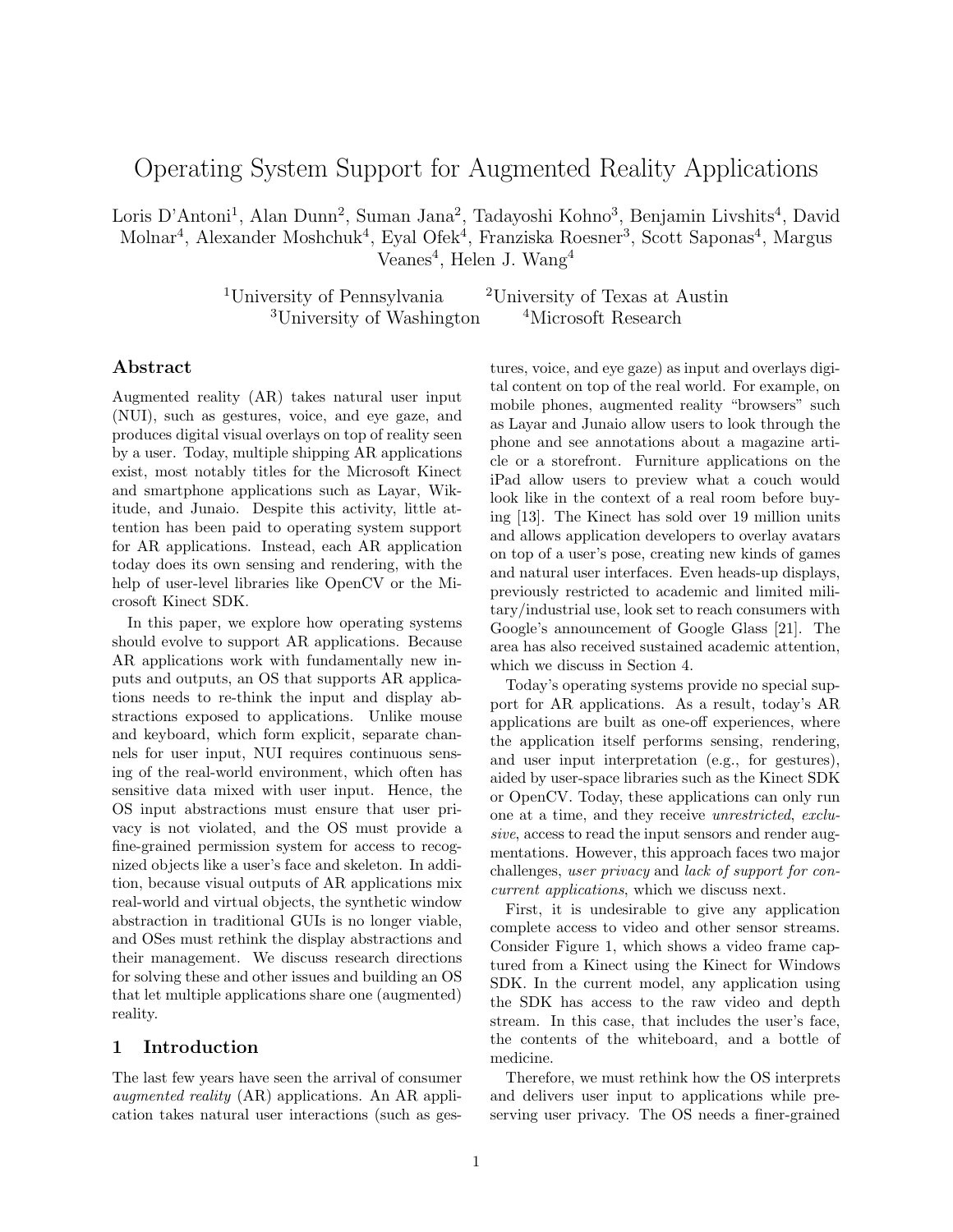# Operating System Support for Augmented Reality Applications

Loris D'Antoni[1], Alan Dunn[2], Suman Jana[2], Tadayoshi Kohno[3], Benjamin Livshits[4], David Molnar[4], Alexander Moshchuk[4], Eyal Ofek[4], Franziska Roesner[3], Scott Saponas[4], Margus Veanes[4], Helen J. Wang[4]

[1]University of Pennsylvania [2]University of Texas at Austin
[3]University of Washington [4]Microsoft Research

## Abstract

Augmented reality (AR) takes natural user input (NUI), such as gestures, voice, and eye gaze, and produces digital visual overlays on top of reality seen by a user. Today, multiple shipping AR applications exist, most notably titles for the Microsoft Kinect and smartphone applications such as Layar, Wikitude, and Junaio. Despite this activity, little attention has been paid to operating system support for AR applications. Instead, each AR application today does its own sensing and rendering, with the help of user-level libraries like OpenCV or the Microsoft Kinect SDK.

In this paper, we explore how operating systems should evolve to support AR applications. Because AR applications work with fundamentally new inputs and outputs, an OS that supports AR applications needs to re-think the input and display abstractions exposed to applications. Unlike mouse and keyboard, which form explicit, separate channels for user input, NUI requires continuous sensing of the real-world environment, which often has sensitive data mixed with user input. Hence, the OS input abstractions must ensure that user privacy is not violated, and the OS must provide a fine-grained permission system for access to recognized objects like a user's face and skeleton. In addition, because visual outputs of AR applications mix real-world and virtual objects, the synthetic window abstraction in traditional GUIs is no longer viable, and OSes must rethink the display abstractions and their management. We discuss research directions for solving these and other issues and building an OS that let multiple applications share one (augmented) reality.

## 1 Introduction

The last few years have seen the arrival of consumer *augmented reality* (AR) applications. An AR application takes natural user interactions (such as gestures, voice, and eye gaze) as input and overlays digital content on top of the real world. For example, on mobile phones, augmented reality "browsers" such as Layar and Junaio allow users to look through the phone and see annotations about a magazine article or a storefront. Furniture applications on the iPad allow users to preview what a couch would look like in the context of a real room before buying [13]. The Kinect has sold over 19 million units and allows application developers to overlay avatars on top of a user's pose, creating new kinds of games and natural user interfaces. Even heads-up displays, previously restricted to academic and limited military/industrial use, look set to reach consumers with Google's announcement of Google Glass [21]. The area has also received sustained academic attention, which we discuss in Section 4.

Today's operating systems provide no special support for AR applications. As a result, today's AR applications are built as one-off experiences, where the application itself performs sensing, rendering, and user input interpretation (e.g., for gestures), aided by user-space libraries such as the Kinect SDK or OpenCV. Today, these applications can only run one at a time, and they receive *unrestricted*, *exclusive*, access to read the input sensors and render augmentations. However, this approach faces two major challenges, *user privacy* and *lack of support for concurrent applications*, which we discuss next.

First, it is undesirable to give any application complete access to video and other sensor streams. Consider Figure 1, which shows a video frame captured from a Kinect using the Kinect for Windows SDK. In the current model, any application using the SDK has access to the raw video and depth stream. In this case, that includes the user's face, the contents of the whiteboard, and a bottle of medicine.

Therefore, we must rethink how the OS interprets and delivers user input to applications while preserving user privacy. The OS needs a finer-grained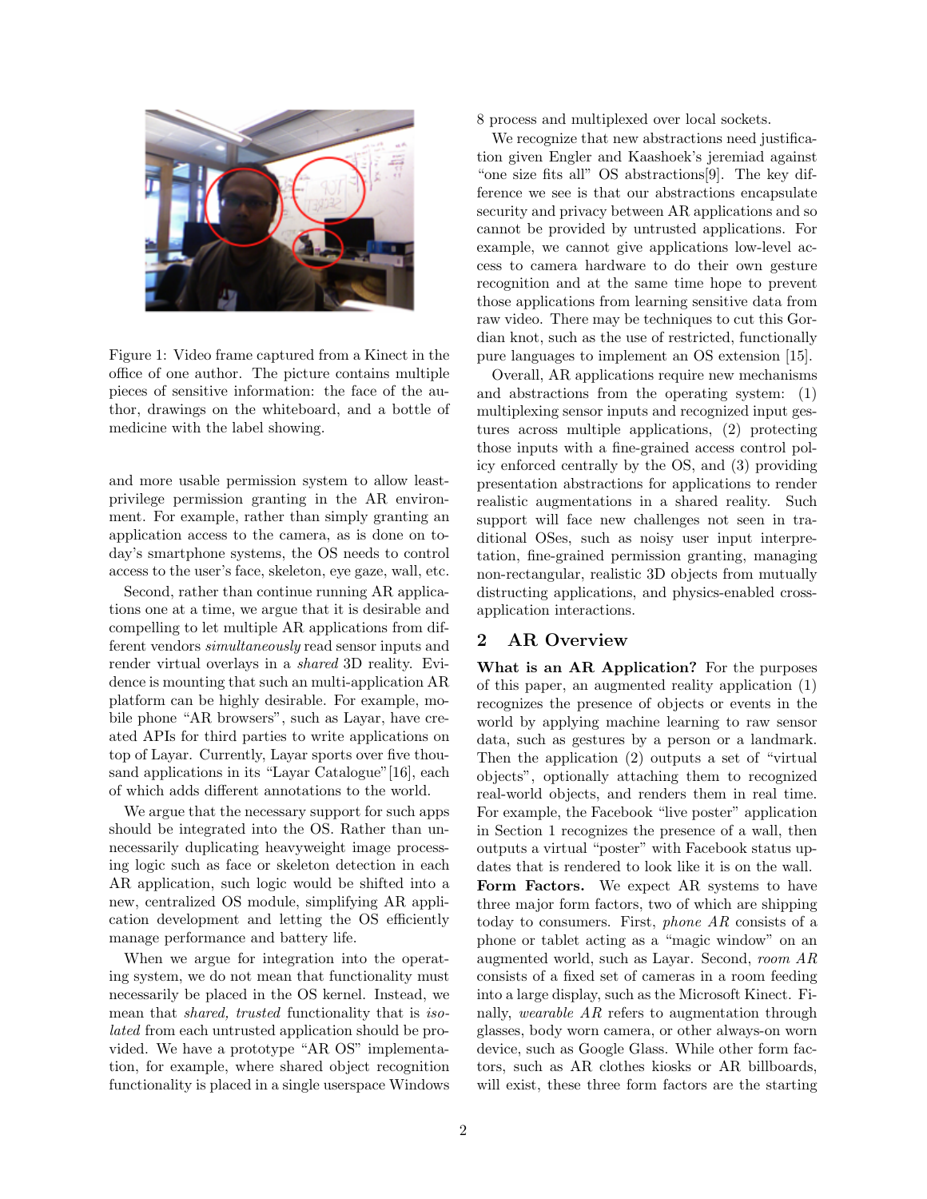Figure 1: Video frame captured from a Kinect in the office of one author. The picture contains multiple pieces of sensitive information: the face of the author, drawings on the whiteboard, and a bottle of medicine with the label showing.

and more usable permission system to allow least-privilege permission granting in the AR environment. For example, rather than simply granting an application access to the camera, as is done on today's smartphone systems, the OS needs to control access to the user's face, skeleton, eye gaze, wall, etc.

Second, rather than continue running AR applications one at a time, we argue that it is desirable and compelling to let multiple AR applications from different vendors *simultaneously* read sensor inputs and render virtual overlays in a *shared* 3D reality. Evidence is mounting that such an multi-application AR platform can be highly desirable. For example, mobile phone "AR browsers", such as Layar, have created APIs for third parties to write applications on top of Layar. Currently, Layar sports over five thousand applications in its "Layar Catalogue"[16], each of which adds different annotations to the world.

We argue that the necessary support for such apps should be integrated into the OS. Rather than unnecessarily duplicating heavyweight image processing logic such as face or skeleton detection in each AR application, such logic would be shifted into a new, centralized OS module, simplifying AR application development and letting the OS efficiently manage performance and battery life.

When we argue for integration into the operating system, we do not mean that functionality must necessarily be placed in the OS kernel. Instead, we mean that *shared, trusted* functionality that is *isolated* from each untrusted application should be provided. We have a prototype "AR OS" implementation, for example, where shared object recognition functionality is placed in a single userspace Windows 8 process and multiplexed over local sockets.

We recognize that new abstractions need justification given Engler and Kaashoek's jeremiad against "one size fits all" OS abstractions[9]. The key difference we see is that our abstractions encapsulate security and privacy between AR applications and so cannot be provided by untrusted applications. For example, we cannot give applications low-level access to camera hardware to do their own gesture recognition and at the same time hope to prevent those applications from learning sensitive data from raw video. There may be techniques to cut this Gordian knot, such as the use of restricted, functionally pure languages to implement an OS extension [15].

Overall, AR applications require new mechanisms and abstractions from the operating system: (1) multiplexing sensor inputs and recognized input gestures across multiple applications, (2) protecting those inputs with a fine-grained access control policy enforced centrally by the OS, and (3) providing presentation abstractions for applications to render realistic augmentations in a shared reality. Such support will face new challenges not seen in traditional OSes, such as noisy user input interpretation, fine-grained permission granting, managing non-rectangular, realistic 3D objects from mutually distructing applications, and physics-enabled cross-application interactions.

## 2 AR Overview

**What is an AR Application?** For the purposes of this paper, an augmented reality application (1) recognizes the presence of objects or events in the world by applying machine learning to raw sensor data, such as gestures by a person or a landmark. Then the application (2) outputs a set of "virtual objects", optionally attaching them to recognized real-world objects, and renders them in real time. For example, the Facebook "live poster" application in Section 1 recognizes the presence of a wall, then outputs a virtual "poster" with Facebook status updates that is rendered to look like it is on the wall.

**Form Factors.** We expect AR systems to have three major form factors, two of which are shipping today to consumers. First, *phone AR* consists of a phone or tablet acting as a "magic window" on an augmented world, such as Layar. Second, *room AR* consists of a fixed set of cameras in a room feeding into a large display, such as the Microsoft Kinect. Finally, *wearable AR* refers to augmentation through glasses, body worn camera, or other always-on worn device, such as Google Glass. While other form factors, such as AR clothes kiosks or AR billboards, will exist, these three form factors are the starting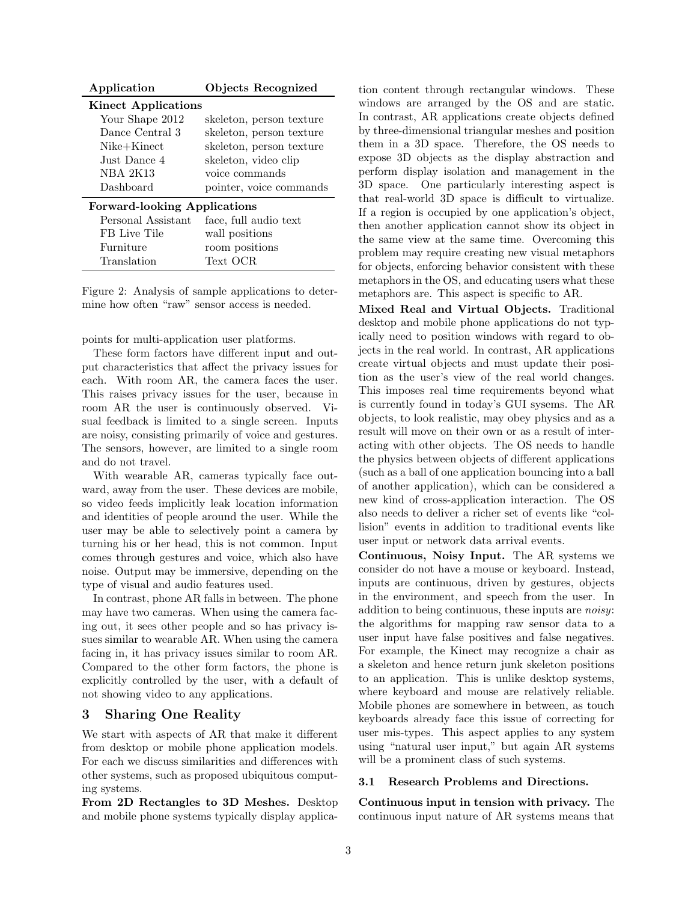| Application | Objects Recognized |
|---|---|
| **Kinect Applications** | |
| Your Shape 2012 | skeleton, person texture |
| Dance Central 3 | skeleton, person texture |
| Nike+Kinect | skeleton, person texture |
| Just Dance 4 | skeleton, video clip |
| NBA 2K13 | voice commands |
| Dashboard | pointer, voice commands |
| **Forward-looking Applications** | |
| Personal Assistant | face, full audio text |
| FB Live Tile | wall positions |
| Furniture | room positions |
| Translation | Text OCR |

Figure 2: Analysis of sample applications to determine how often "raw" sensor access is needed.

points for multi-application user platforms.

These form factors have different input and output characteristics that affect the privacy issues for each. With room AR, the camera faces the user. This raises privacy issues for the user, because in room AR the user is continuously observed. Visual feedback is limited to a single screen. Inputs are noisy, consisting primarily of voice and gestures. The sensors, however, are limited to a single room and do not travel.

With wearable AR, cameras typically face outward, away from the user. These devices are mobile, so video feeds implicitly leak location information and identities of people around the user. While the user may be able to selectively point a camera by turning his or her head, this is not common. Input comes through gestures and voice, which also have noise. Output may be immersive, depending on the type of visual and audio features used.

In contrast, phone AR falls in between. The phone may have two cameras. When using the camera facing out, it sees other people and so has privacy issues similar to wearable AR. When using the camera facing in, it has privacy issues similar to room AR. Compared to the other form factors, the phone is explicitly controlled by the user, with a default of not showing video to any applications.

## 3 Sharing One Reality

We start with aspects of AR that make it different from desktop or mobile phone application models. For each we discuss similarities and differences with other systems, such as proposed ubiquitous computing systems.

**From 2D Rectangles to 3D Meshes.** Desktop and mobile phone systems typically display application content through rectangular windows. These windows are arranged by the OS and are static. In contrast, AR applications create objects defined by three-dimensional triangular meshes and position them in a 3D space. Therefore, the OS needs to expose 3D objects as the display abstraction and perform display isolation and management in the 3D space. One particularly interesting aspect is that real-world 3D space is difficult to virtualize. If a region is occupied by one application's object, then another application cannot show its object in the same view at the same time. Overcoming this problem may require creating new visual metaphors for objects, enforcing behavior consistent with these metaphors in the OS, and educating users what these metaphors are. This aspect is specific to AR.

**Mixed Real and Virtual Objects.** Traditional desktop and mobile phone applications do not typically need to position windows with regard to objects in the real world. In contrast, AR applications create virtual objects and must update their position as the user's view of the real world changes. This imposes real time requirements beyond what is currently found in today's GUI sysems. The AR objects, to look realistic, may obey physics and as a result will move on their own or as a result of interacting with other objects. The OS needs to handle the physics between objects of different applications (such as a ball of one application bouncing into a ball of another application), which can be considered a new kind of cross-application interaction. The OS also needs to deliver a richer set of events like "collision" events in addition to traditional events like user input or network data arrival events.

**Continuous, Noisy Input.** The AR systems we consider do not have a mouse or keyboard. Instead, inputs are continuous, driven by gestures, objects in the environment, and speech from the user. In addition to being continuous, these inputs are *noisy*: the algorithms for mapping raw sensor data to a user input have false positives and false negatives. For example, the Kinect may recognize a chair as a skeleton and hence return junk skeleton positions to an application. This is unlike desktop systems, where keyboard and mouse are relatively reliable. Mobile phones are somewhere in between, as touch keyboards already face this issue of correcting for user mis-types. This aspect applies to any system using "natural user input," but again AR systems will be a prominent class of such systems.

### 3.1 Research Problems and Directions.

**Continuous input in tension with privacy.** The continuous input nature of AR systems means that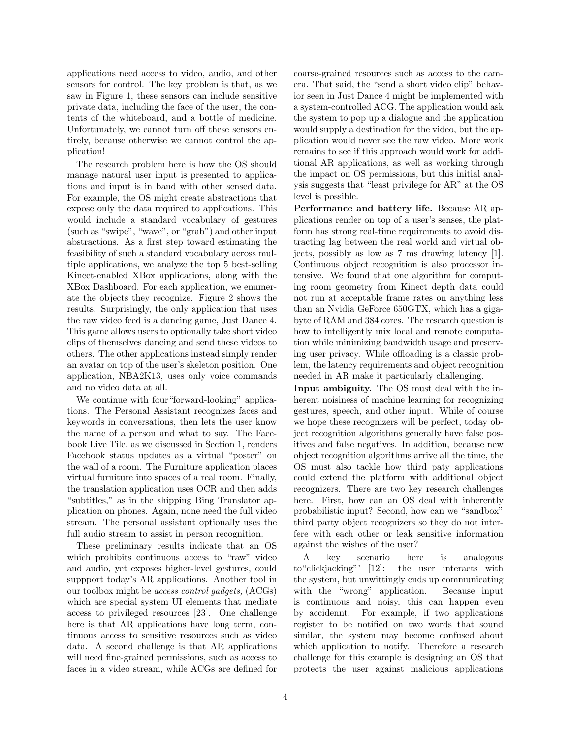applications need access to video, audio, and other sensors for control. The key problem is that, as we saw in Figure 1, these sensors can include sensitive private data, including the face of the user, the contents of the whiteboard, and a bottle of medicine. Unfortunately, we cannot turn off these sensors entirely, because otherwise we cannot control the application!

The research problem here is how the OS should manage natural user input is presented to applications and input is in band with other sensed data. For example, the OS might create abstractions that expose only the data required to applications. This would include a standard vocabulary of gestures (such as "swipe", "wave", or "grab") and other input abstractions. As a first step toward estimating the feasibility of such a standard vocabulary across multiple applications, we analyze the top 5 best-selling Kinect-enabled XBox applications, along with the XBox Dashboard. For each application, we enumerate the objects they recognize. Figure 2 shows the results. Surprisingly, the only application that uses the raw video feed is a dancing game, Just Dance 4. This game allows users to optionally take short video clips of themselves dancing and send these videos to others. The other applications instead simply render an avatar on top of the user's skeleton position. One application, NBA2K13, uses only voice commands and no video data at all.

We continue with four"forward-looking" applications. The Personal Assistant recognizes faces and keywords in conversations, then lets the user know the name of a person and what to say. The Facebook Live Tile, as we discussed in Section 1, renders Facebook status updates as a virtual "poster" on the wall of a room. The Furniture application places virtual furniture into spaces of a real room. Finally, the translation application uses OCR and then adds "subtitles," as in the shipping Bing Translator application on phones. Again, none need the full video stream. The personal assistant optionally uses the full audio stream to assist in person recognition.

These preliminary results indicate that an OS which prohibits continuous access to "raw" video and audio, yet exposes higher-level gestures, could suppport today's AR applications. Another tool in our toolbox might be *access control gadgets,* (ACGs) which are special system UI elements that mediate access to privileged resources [23]. One challenge here is that AR applications have long term, continuous access to sensitive resources such as video data. A second challenge is that AR applications will need fine-grained permissions, such as access to faces in a video stream, while ACGs are defined for coarse-grained resources such as access to the camera. That said, the "send a short video clip" behavior seen in Just Dance 4 might be implemented with a system-controlled ACG. The application would ask the system to pop up a dialogue and the application would supply a destination for the video, but the application would never see the raw video. More work remains to see if this approach would work for additional AR applications, as well as working through the impact on OS permissions, but this initial analysis suggests that "least privilege for AR" at the OS level is possible.

**Performance and battery life.** Because AR applications render on top of a user's senses, the platform has strong real-time requirements to avoid distracting lag between the real world and virtual objects, possibly as low as 7 ms drawing latency [1]. Continuous object recognition is also processor intensive. We found that one algorithm for computing room geometry from Kinect depth data could not run at acceptable frame rates on anything less than an Nvidia GeForce 650GTX, which has a gigabyte of RAM and 384 cores. The research question is how to intelligently mix local and remote computation while minimizing bandwidth usage and preserving user privacy. While offloading is a classic problem, the latency requirements and object recognition needed in AR make it particularly challenging.

**Input ambiguity.** The OS must deal with the inherent noisiness of machine learning for recognizing gestures, speech, and other input. While of course we hope these recognizers will be perfect, today object recognition algorithms generally have false positives and false negatives. In addition, because new object recognition algorithms arrive all the time, the OS must also tackle how third paty applications could extend the platform with additional object recognizers. There are two key research challenges here. First, how can an OS deal with inherently probabilistic input? Second, how can we "sandbox" third party object recognizers so they do not interfere with each other or leak sensitive information against the wishes of the user?

A key scenario here is analogous to"clickjacking"' [12]: the user interacts with the system, but unwittingly ends up communicating with the "wrong" application. Because input is continuous and noisy, this can happen even by accidennt. For example, if two applications register to be notified on two words that sound similar, the system may become confused about which application to notify. Therefore a research challenge for this example is designing an OS that protects the user against malicious applications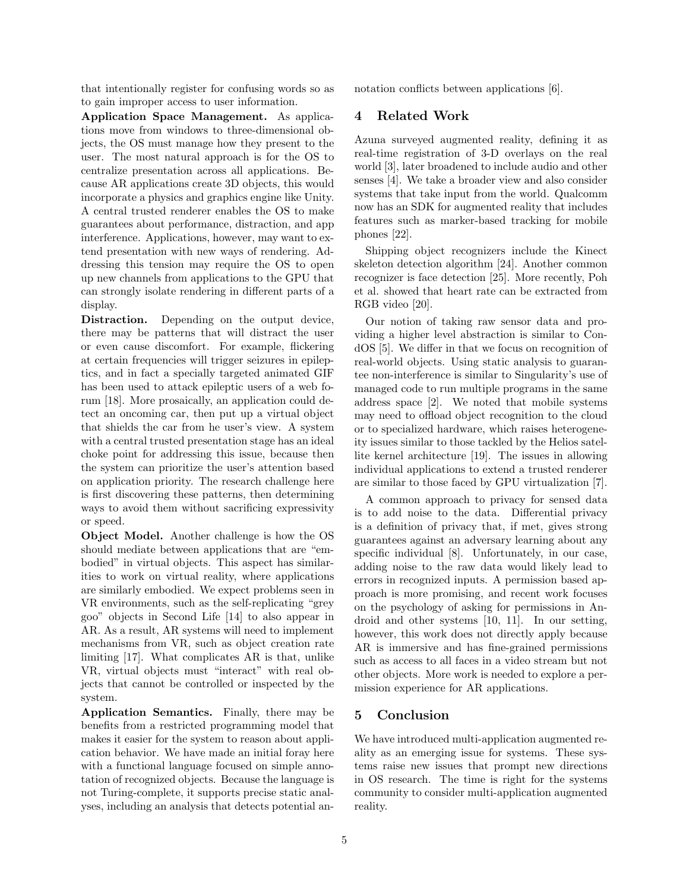that intentionally register for confusing words so as to gain improper access to user information.

**Application Space Management.** As applications move from windows to three-dimensional objects, the OS must manage how they present to the user. The most natural approach is for the OS to centralize presentation across all applications. Because AR applications create 3D objects, this would incorporate a physics and graphics engine like Unity. A central trusted renderer enables the OS to make guarantees about performance, distraction, and app interference. Applications, however, may want to extend presentation with new ways of rendering. Addressing this tension may require the OS to open up new channels from applications to the GPU that can strongly isolate rendering in different parts of a display.

**Distraction.** Depending on the output device, there may be patterns that will distract the user or even cause discomfort. For example, flickering at certain frequencies will trigger seizures in epileptics, and in fact a specially targeted animated GIF has been used to attack epileptic users of a web forum [18]. More prosaically, an application could detect an oncoming car, then put up a virtual object that shields the car from he user's view. A system with a central trusted presentation stage has an ideal choke point for addressing this issue, because then the system can prioritize the user's attention based on application priority. The research challenge here is first discovering these patterns, then determining ways to avoid them without sacrificing expressivity or speed.

**Object Model.** Another challenge is how the OS should mediate between applications that are "embodied" in virtual objects. This aspect has similarities to work on virtual reality, where applications are similarly embodied. We expect problems seen in VR environments, such as the self-replicating "grey goo" objects in Second Life [14] to also appear in AR. As a result, AR systems will need to implement mechanisms from VR, such as object creation rate limiting [17]. What complicates AR is that, unlike VR, virtual objects must "interact" with real objects that cannot be controlled or inspected by the system.

**Application Semantics.** Finally, there may be benefits from a restricted programming model that makes it easier for the system to reason about application behavior. We have made an initial foray here with a functional language focused on simple annotation of recognized objects. Because the language is not Turing-complete, it supports precise static analyses, including an analysis that detects potential annotation conflicts between applications [6].

## 4 Related Work

Azuna surveyed augmented reality, defining it as real-time registration of 3-D overlays on the real world [3], later broadened to include audio and other senses [4]. We take a broader view and also consider systems that take input from the world. Qualcomm now has an SDK for augmented reality that includes features such as marker-based tracking for mobile phones [22].

Shipping object recognizers include the Kinect skeleton detection algorithm [24]. Another common recognizer is face detection [25]. More recently, Poh et al. showed that heart rate can be extracted from RGB video [20].

Our notion of taking raw sensor data and providing a higher level abstraction is similar to CondOS [5]. We differ in that we focus on recognition of real-world objects. Using static analysis to guarantee non-interference is similar to Singularity's use of managed code to run multiple programs in the same address space [2]. We noted that mobile systems may need to offload object recognition to the cloud or to specialized hardware, which raises heterogeneity issues similar to those tackled by the Helios satellite kernel architecture [19]. The issues in allowing individual applications to extend a trusted renderer are similar to those faced by GPU virtualization [7].

A common approach to privacy for sensed data is to add noise to the data. Differential privacy is a definition of privacy that, if met, gives strong guarantees against an adversary learning about any specific individual [8]. Unfortunately, in our case, adding noise to the raw data would likely lead to errors in recognized inputs. A permission based approach is more promising, and recent work focuses on the psychology of asking for permissions in Android and other systems [10, 11]. In our setting, however, this work does not directly apply because AR is immersive and has fine-grained permissions such as access to all faces in a video stream but not other objects. More work is needed to explore a permission experience for AR applications.

## 5 Conclusion

We have introduced multi-application augmented reality as an emerging issue for systems. These systems raise new issues that prompt new directions in OS research. The time is right for the systems community to consider multi-application augmented reality.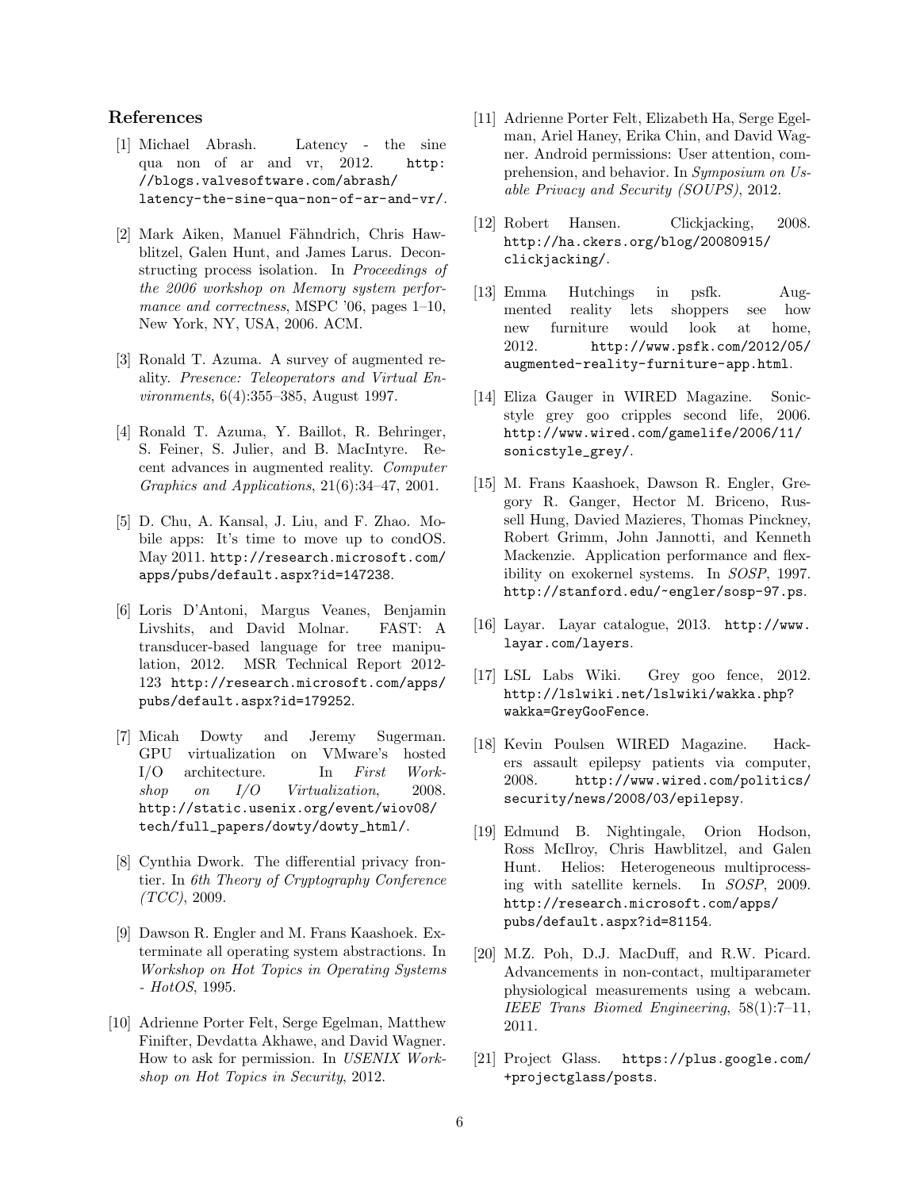## References

[1] Michael Abrash. Latency - the sine qua non of ar and vr, 2012. http://blogs.valvesoftware.com/abrash/latency-the-sine-qua-non-of-ar-and-vr/.

[2] Mark Aiken, Manuel Fähndrich, Chris Hawblitzel, Galen Hunt, and James Larus. Deconstructing process isolation. In *Proceedings of the 2006 workshop on Memory system performance and correctness*, MSPC '06, pages 1–10, New York, NY, USA, 2006. ACM.

[3] Ronald T. Azuma. A survey of augmented reality. *Presence: Teleoperators and Virtual Environments*, 6(4):355–385, August 1997.

[4] Ronald T. Azuma, Y. Baillot, R. Behringer, S. Feiner, S. Julier, and B. MacIntyre. Recent advances in augmented reality. *Computer Graphics and Applications*, 21(6):34–47, 2001.

[5] D. Chu, A. Kansal, J. Liu, and F. Zhao. Mobile apps: It's time to move up to condOS. May 2011. http://research.microsoft.com/apps/pubs/default.aspx?id=147238.

[6] Loris D'Antoni, Margus Veanes, Benjamin Livshits, and David Molnar. FAST: A transducer-based language for tree manipulation, 2012. MSR Technical Report 2012-123 http://research.microsoft.com/apps/pubs/default.aspx?id=179252.

[7] Micah Dowty and Jeremy Sugerman. GPU virtualization on VMware's hosted I/O architecture. In *First Workshop on I/O Virtualization*, 2008. http://static.usenix.org/event/wiov08/tech/full_papers/dowty/dowty_html/.

[8] Cynthia Dwork. The differential privacy frontier. In *6th Theory of Cryptography Conference (TCC)*, 2009.

[9] Dawson R. Engler and M. Frans Kaashoek. Exterminate all operating system abstractions. In *Workshop on Hot Topics in Operating Systems - HotOS*, 1995.

[10] Adrienne Porter Felt, Serge Egelman, Matthew Finifter, Devdatta Akhawe, and David Wagner. How to ask for permission. In *USENIX Workshop on Hot Topics in Security*, 2012.

[11] Adrienne Porter Felt, Elizabeth Ha, Serge Egelman, Ariel Haney, Erika Chin, and David Wagner. Android permissions: User attention, comprehension, and behavior. In *Symposium on Usable Privacy and Security (SOUPS)*, 2012.

[12] Robert Hansen. Clickjacking, 2008. http://ha.ckers.org/blog/20080915/clickjacking/.

[13] Emma Hutchings in psfk. Augmented reality lets shoppers see how new furniture would look at home, 2012. http://www.psfk.com/2012/05/augmented-reality-furniture-app.html.

[14] Eliza Gauger in WIRED Magazine. Sonic-style grey goo cripples second life, 2006. http://www.wired.com/gamelife/2006/11/sonicstyle_grey/.

[15] M. Frans Kaashoek, Dawson R. Engler, Gregory R. Ganger, Hector M. Briceno, Russell Hung, Davied Mazieres, Thomas Pinckney, Robert Grimm, John Jannotti, and Kenneth Mackenzie. Application performance and flexibility on exokernel systems. In *SOSP*, 1997. http://stanford.edu/~engler/sosp-97.ps.

[16] Layar. Layar catalogue, 2013. http://www.layar.com/layers.

[17] LSL Labs Wiki. Grey goo fence, 2012. http://lslwiki.net/lslwiki/wakka.php?wakka=GreyGooFence.

[18] Kevin Poulsen WIRED Magazine. Hackers assault epilepsy patients via computer, 2008. http://www.wired.com/politics/security/news/2008/03/epilepsy.

[19] Edmund B. Nightingale, Orion Hodson, Ross McIlroy, Chris Hawblitzel, and Galen Hunt. Helios: Heterogeneous multiprocessing with satellite kernels. In *SOSP*, 2009. http://research.microsoft.com/apps/pubs/default.aspx?id=81154.

[20] M.Z. Poh, D.J. MacDuff, and R.W. Picard. Advancements in non-contact, multiparameter physiological measurements using a webcam. *IEEE Trans Biomed Engineering*, 58(1):7–11, 2011.

[21] Project Glass. https://plus.google.com/+projectglass/posts.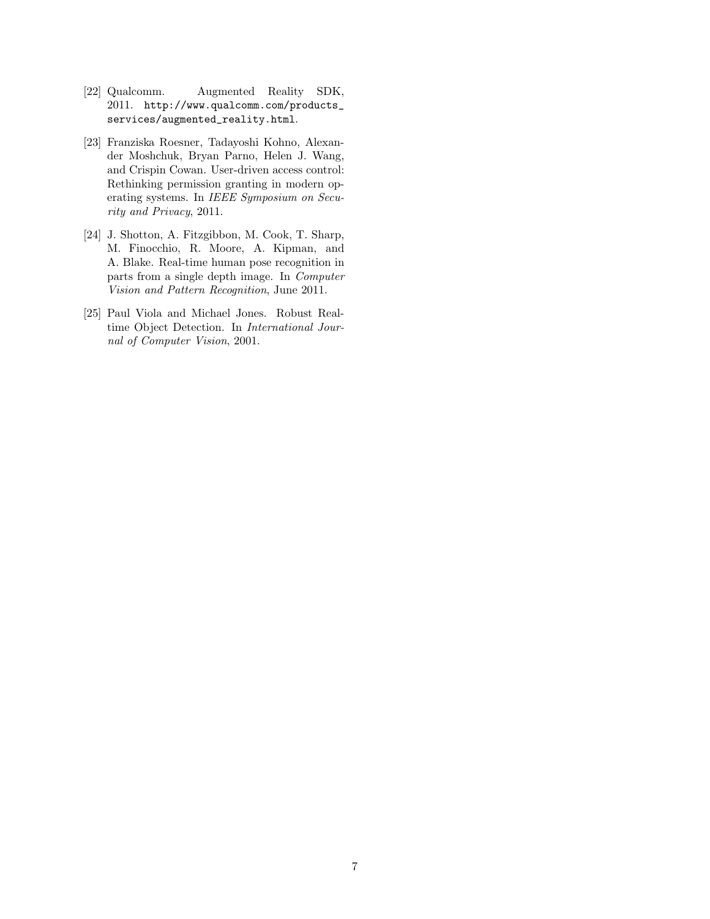[22] Qualcomm. Augmented Reality SDK, 2011. `http://www.qualcomm.com/products_services/augmented_reality.html`.

[23] Franziska Roesner, Tadayoshi Kohno, Alexander Moshchuk, Bryan Parno, Helen J. Wang, and Crispin Cowan. User-driven access control: Rethinking permission granting in modern operating systems. In *IEEE Symposium on Security and Privacy*, 2011.

[24] J. Shotton, A. Fitzgibbon, M. Cook, T. Sharp, M. Finocchio, R. Moore, A. Kipman, and A. Blake. Real-time human pose recognition in parts from a single depth image. In *Computer Vision and Pattern Recognition*, June 2011.

[25] Paul Viola and Michael Jones. Robust Real-time Object Detection. In *International Journal of Computer Vision*, 2001.